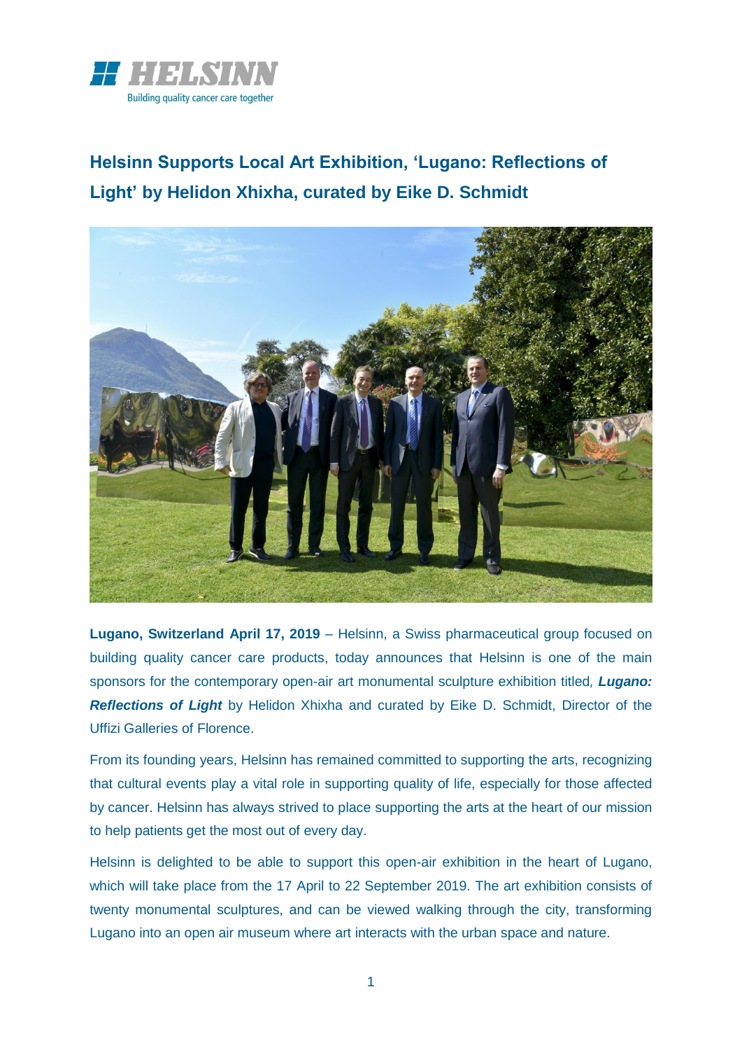HELSINN

Building quality cancer care together

# Helsinn Supports Local Art Exhibition, 'Lugano: Reflections of Light' by Helidon Xhixha, curated by Eike D. Schmidt

**Lugano, Switzerland April 17, 2019** – Helsinn, a Swiss pharmaceutical group focused on building quality cancer care products, today announces that Helsinn is one of the main sponsors for the contemporary open-air art monumental sculpture exhibition titled*, **Lugano: Reflections of Light*** by Helidon Xhixha and curated by Eike D. Schmidt, Director of the Uffizi Galleries of Florence.

From its founding years, Helsinn has remained committed to supporting the arts, recognizing that cultural events play a vital role in supporting quality of life, especially for those affected by cancer. Helsinn has always strived to place supporting the arts at the heart of our mission to help patients get the most out of every day.

Helsinn is delighted to be able to support this open-air exhibition in the heart of Lugano, which will take place from the 17 April to 22 September 2019. The art exhibition consists of twenty monumental sculptures, and can be viewed walking through the city, transforming Lugano into an open air museum where art interacts with the urban space and nature.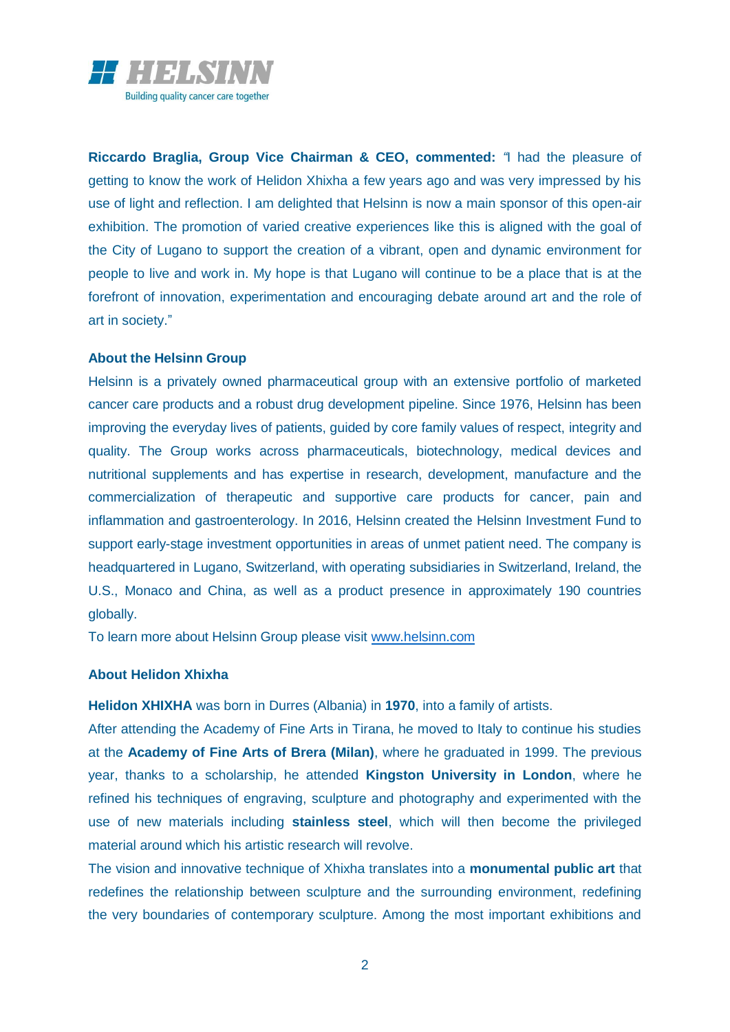**Riccardo Braglia, Group Vice Chairman & CEO, commented:** "I had the pleasure of getting to know the work of Helidon Xhixha a few years ago and was very impressed by his use of light and reflection. I am delighted that Helsinn is now a main sponsor of this open-air exhibition. The promotion of varied creative experiences like this is aligned with the goal of the City of Lugano to support the creation of a vibrant, open and dynamic environment for people to live and work in. My hope is that Lugano will continue to be a place that is at the forefront of innovation, experimentation and encouraging debate around art and the role of art in society."

**About the Helsinn Group**

Helsinn is a privately owned pharmaceutical group with an extensive portfolio of marketed cancer care products and a robust drug development pipeline. Since 1976, Helsinn has been improving the everyday lives of patients, guided by core family values of respect, integrity and quality. The Group works across pharmaceuticals, biotechnology, medical devices and nutritional supplements and has expertise in research, development, manufacture and the commercialization of therapeutic and supportive care products for cancer, pain and inflammation and gastroenterology. In 2016, Helsinn created the Helsinn Investment Fund to support early-stage investment opportunities in areas of unmet patient need. The company is headquartered in Lugano, Switzerland, with operating subsidiaries in Switzerland, Ireland, the U.S., Monaco and China, as well as a product presence in approximately 190 countries globally.

To learn more about Helsinn Group please visit [www.helsinn.com](http://www.helsinn.com)

**About Helidon Xhixha**

**Helidon XHIXHA** was born in Durres (Albania) in **1970**, into a family of artists.

After attending the Academy of Fine Arts in Tirana, he moved to Italy to continue his studies at the **Academy of Fine Arts of Brera (Milan)**, where he graduated in 1999. The previous year, thanks to a scholarship, he attended **Kingston University in London**, where he refined his techniques of engraving, sculpture and photography and experimented with the use of new materials including **stainless steel**, which will then become the privileged material around which his artistic research will revolve.

The vision and innovative technique of Xhixha translates into a **monumental public art** that redefines the relationship between sculpture and the surrounding environment, redefining the very boundaries of contemporary sculpture. Among the most important exhibitions and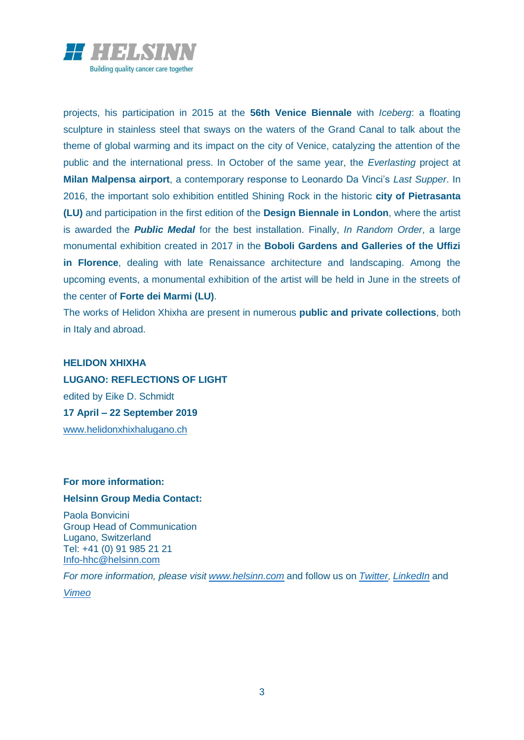projects, his participation in 2015 at the **56th Venice Biennale** with *Iceberg*: a floating sculpture in stainless steel that sways on the waters of the Grand Canal to talk about the theme of global warming and its impact on the city of Venice, catalyzing the attention of the public and the international press. In October of the same year, the *Everlasting* project at **Milan Malpensa airport**, a contemporary response to Leonardo Da Vinci's *Last Supper*. In 2016, the important solo exhibition entitled Shining Rock in the historic **city of Pietrasanta (LU)** and participation in the first edition of the **Design Biennale in London**, where the artist is awarded the ***Public Medal*** for the best installation. Finally, *In Random Order*, a large monumental exhibition created in 2017 in the **Boboli Gardens and Galleries of the Uffizi in Florence**, dealing with late Renaissance architecture and landscaping. Among the upcoming events, a monumental exhibition of the artist will be held in June in the streets of the center of **Forte dei Marmi (LU)**.

The works of Helidon Xhixha are present in numerous **public and private collections**, both in Italy and abroad.

**HELIDON XHIXHA**
**LUGANO: REFLECTIONS OF LIGHT**
edited by Eike D. Schmidt
**17 April – 22 September 2019**
www.helidonxhixhalugano.ch

**For more information:**

**Helsinn Group Media Contact:**

Paola Bonvicini
Group Head of Communication
Lugano, Switzerland
Tel: +41 (0) 91 985 21 21
Info-hhc@helsinn.com

*For more information, please visit www.helsinn.com* and follow us on *Twitter*, *LinkedIn* and *Vimeo*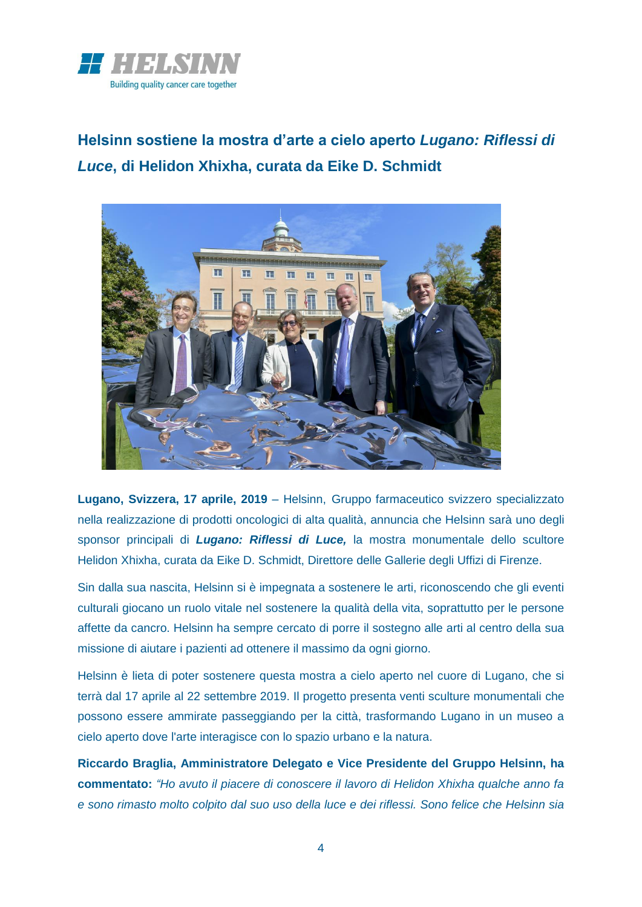**Helsinn sostiene la mostra d'arte a cielo aperto *Lugano: Riflessi di Luce*, di Helidon Xhixha, curata da Eike D. Schmidt**

**Lugano, Svizzera, 17 aprile, 2019** – Helsinn, Gruppo farmaceutico svizzero specializzato nella realizzazione di prodotti oncologici di alta qualità, annuncia che Helsinn sarà uno degli sponsor principali di ***Lugano: Riflessi di Luce,*** la mostra monumentale dello scultore Helidon Xhixha, curata da Eike D. Schmidt, Direttore delle Gallerie degli Uffizi di Firenze.

Sin dalla sua nascita, Helsinn si è impegnata a sostenere le arti, riconoscendo che gli eventi culturali giocano un ruolo vitale nel sostenere la qualità della vita, soprattutto per le persone affette da cancro. Helsinn ha sempre cercato di porre il sostegno alle arti al centro della sua missione di aiutare i pazienti ad ottenere il massimo da ogni giorno.

Helsinn è lieta di poter sostenere questa mostra a cielo aperto nel cuore di Lugano, che si terrà dal 17 aprile al 22 settembre 2019. Il progetto presenta venti sculture monumentali che possono essere ammirate passeggiando per la città, trasformando Lugano in un museo a cielo aperto dove l'arte interagisce con lo spazio urbano e la natura.

**Riccardo Braglia, Amministratore Delegato e Vice Presidente del Gruppo Helsinn, ha commentato:** *"Ho avuto il piacere di conoscere il lavoro di Helidon Xhixha qualche anno fa e sono rimasto molto colpito dal suo uso della luce e dei riflessi. Sono felice che Helsinn sia*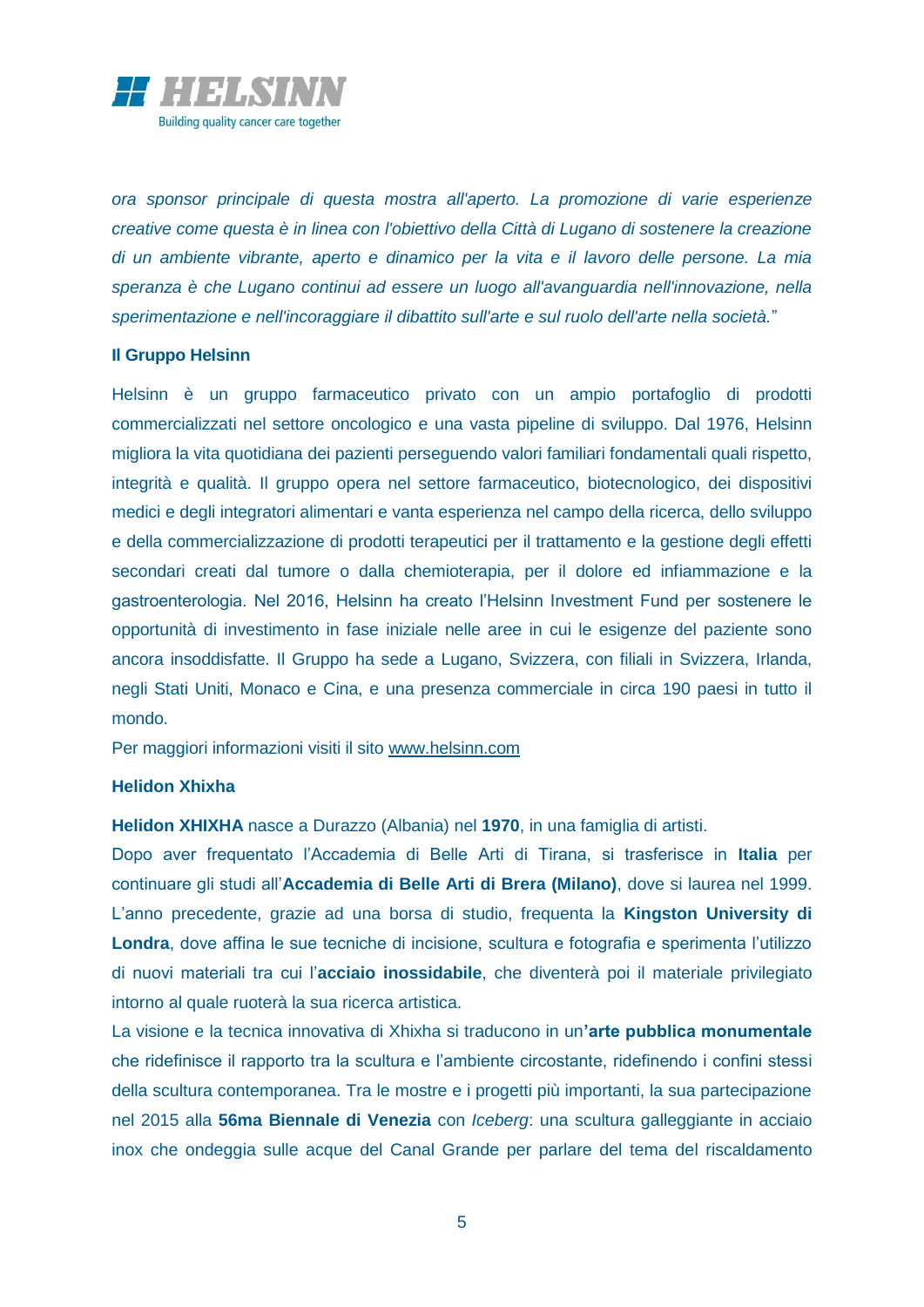*ora sponsor principale di questa mostra all'aperto. La promozione di varie esperienze creative come questa è in linea con l'obiettivo della Città di Lugano di sostenere la creazione di un ambiente vibrante, aperto e dinamico per la vita e il lavoro delle persone. La mia speranza è che Lugano continui ad essere un luogo all'avanguardia nell'innovazione, nella sperimentazione e nell'incoraggiare il dibattito sull'arte e sul ruolo dell'arte nella società.*"

**Il Gruppo Helsinn**

Helsinn è un gruppo farmaceutico privato con un ampio portafoglio di prodotti commercializzati nel settore oncologico e una vasta pipeline di sviluppo. Dal 1976, Helsinn migliora la vita quotidiana dei pazienti perseguendo valori familiari fondamentali quali rispetto, integrità e qualità. Il gruppo opera nel settore farmaceutico, biotecnologico, dei dispositivi medici e degli integratori alimentari e vanta esperienza nel campo della ricerca, dello sviluppo e della commercializzazione di prodotti terapeutici per il trattamento e la gestione degli effetti secondari creati dal tumore o dalla chemioterapia, per il dolore ed infiammazione e la gastroenterologia. Nel 2016, Helsinn ha creato l'Helsinn Investment Fund per sostenere le opportunità di investimento in fase iniziale nelle aree in cui le esigenze del paziente sono ancora insoddisfatte. Il Gruppo ha sede a Lugano, Svizzera, con filiali in Svizzera, Irlanda, negli Stati Uniti, Monaco e Cina, e una presenza commerciale in circa 190 paesi in tutto il mondo.

Per maggiori informazioni visiti il sito www.helsinn.com

**Helidon Xhixha**

**Helidon XHIXHA** nasce a Durazzo (Albania) nel **1970**, in una famiglia di artisti.

Dopo aver frequentato l'Accademia di Belle Arti di Tirana, si trasferisce in **Italia** per continuare gli studi all'**Accademia di Belle Arti di Brera (Milano)**, dove si laurea nel 1999. L'anno precedente, grazie ad una borsa di studio, frequenta la **Kingston University di Londra**, dove affina le sue tecniche di incisione, scultura e fotografia e sperimenta l'utilizzo di nuovi materiali tra cui l'**acciaio inossidabile**, che diventerà poi il materiale privilegiato intorno al quale ruoterà la sua ricerca artistica.

La visione e la tecnica innovativa di Xhixha si traducono in un**'arte pubblica monumentale** che ridefinisce il rapporto tra la scultura e l'ambiente circostante, ridefinendo i confini stessi della scultura contemporanea. Tra le mostre e i progetti più importanti, la sua partecipazione nel 2015 alla **56ma Biennale di Venezia** con *Iceberg*: una scultura galleggiante in acciaio inox che ondeggia sulle acque del Canal Grande per parlare del tema del riscaldamento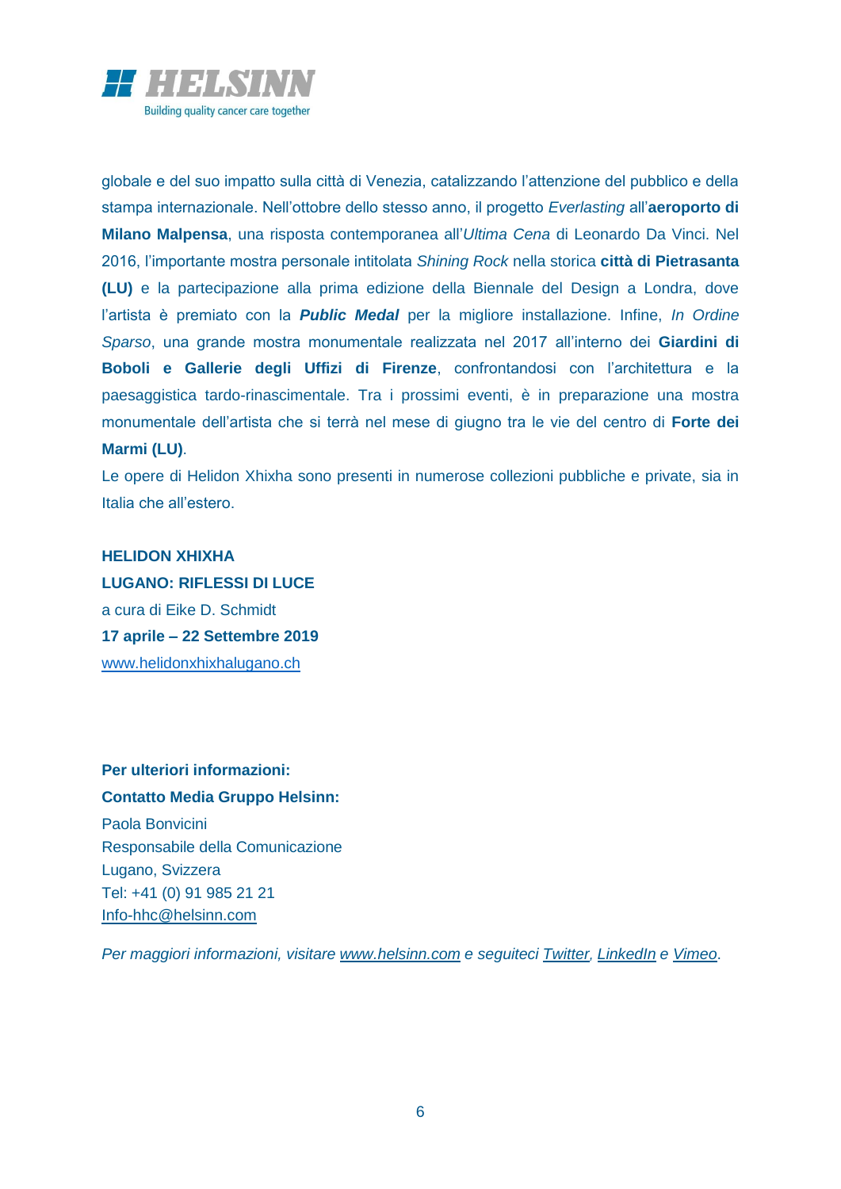globale e del suo impatto sulla città di Venezia, catalizzando l'attenzione del pubblico e della stampa internazionale. Nell'ottobre dello stesso anno, il progetto *Everlasting* all'**aeroporto di Milano Malpensa**, una risposta contemporanea all'*Ultima Cena* di Leonardo Da Vinci. Nel 2016, l'importante mostra personale intitolata *Shining Rock* nella storica **città di Pietrasanta (LU)** e la partecipazione alla prima edizione della Biennale del Design a Londra, dove l'artista è premiato con la ***Public Medal*** per la migliore installazione. Infine, *In Ordine Sparso*, una grande mostra monumentale realizzata nel 2017 all'interno dei **Giardini di Boboli e Gallerie degli Uffizi di Firenze**, confrontandosi con l'architettura e la paesaggistica tardo-rinascimentale. Tra i prossimi eventi, è in preparazione una mostra monumentale dell'artista che si terrà nel mese di giugno tra le vie del centro di **Forte dei Marmi (LU)**.

Le opere di Helidon Xhixha sono presenti in numerose collezioni pubbliche e private, sia in Italia che all'estero.

**HELIDON XHIXHA**
**LUGANO: RIFLESSI DI LUCE**
a cura di Eike D. Schmidt
**17 aprile – 22 Settembre 2019**
www.helidonxhixhalugano.ch

**Per ulteriori informazioni:**
**Contatto Media Gruppo Helsinn:**
Paola Bonvicini
Responsabile della Comunicazione
Lugano, Svizzera
Tel: +41 (0) 91 985 21 21
Info-hhc@helsinn.com

*Per maggiori informazioni, visitare www.helsinn.com e seguiteci Twitter, LinkedIn e Vimeo.*